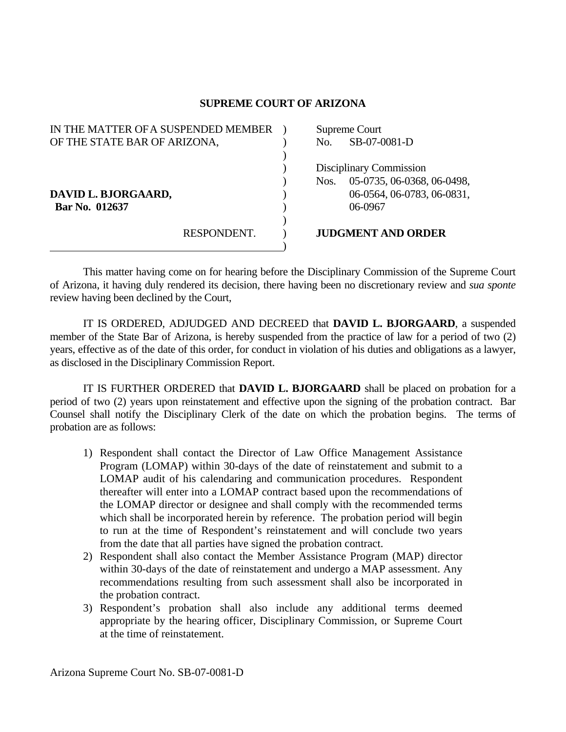# SUPREME COURT OF ARIZONA

| | |
|---|---|
| IN THE MATTER OF A SUSPENDED MEMBER OF THE STATE BAR OF ARIZONA, | Supreme Court No. SB-07-0081-D |
| | Disciplinary Commission Nos. 05-0735, 06-0368, 06-0498, 06-0564, 06-0783, 06-0831, 06-0967 |
| **DAVID L. BJORGAARD,** **Bar No. 012637** | |
| RESPONDENT. | **JUDGMENT AND ORDER** |

This matter having come on for hearing before the Disciplinary Commission of the Supreme Court of Arizona, it having duly rendered its decision, there having been no discretionary review and *sua sponte* review having been declined by the Court,

IT IS ORDERED, ADJUDGED AND DECREED that **DAVID L. BJORGAARD**, a suspended member of the State Bar of Arizona, is hereby suspended from the practice of law for a period of two (2) years, effective as of the date of this order, for conduct in violation of his duties and obligations as a lawyer, as disclosed in the Disciplinary Commission Report.

IT IS FURTHER ORDERED that **DAVID L. BJORGAARD** shall be placed on probation for a period of two (2) years upon reinstatement and effective upon the signing of the probation contract. Bar Counsel shall notify the Disciplinary Clerk of the date on which the probation begins. The terms of probation are as follows:

1) Respondent shall contact the Director of Law Office Management Assistance Program (LOMAP) within 30-days of the date of reinstatement and submit to a LOMAP audit of his calendaring and communication procedures. Respondent thereafter will enter into a LOMAP contract based upon the recommendations of the LOMAP director or designee and shall comply with the recommended terms which shall be incorporated herein by reference. The probation period will begin to run at the time of Respondent's reinstatement and will conclude two years from the date that all parties have signed the probation contract.
2) Respondent shall also contact the Member Assistance Program (MAP) director within 30-days of the date of reinstatement and undergo a MAP assessment. Any recommendations resulting from such assessment shall also be incorporated in the probation contract.
3) Respondent's probation shall also include any additional terms deemed appropriate by the hearing officer, Disciplinary Commission, or Supreme Court at the time of reinstatement.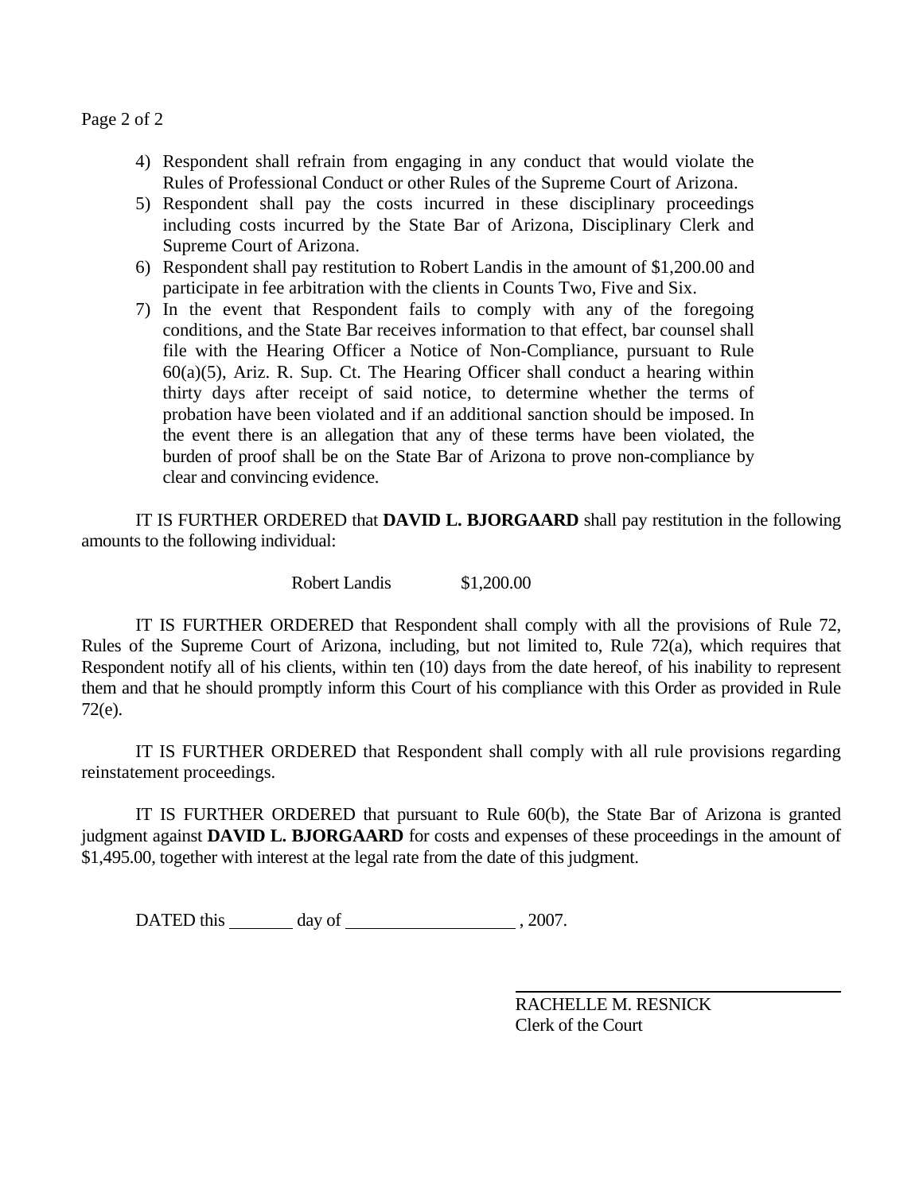4) Respondent shall refrain from engaging in any conduct that would violate the Rules of Professional Conduct or other Rules of the Supreme Court of Arizona.
5) Respondent shall pay the costs incurred in these disciplinary proceedings including costs incurred by the State Bar of Arizona, Disciplinary Clerk and Supreme Court of Arizona.
6) Respondent shall pay restitution to Robert Landis in the amount of $1,200.00 and participate in fee arbitration with the clients in Counts Two, Five and Six.
7) In the event that Respondent fails to comply with any of the foregoing conditions, and the State Bar receives information to that effect, bar counsel shall file with the Hearing Officer a Notice of Non-Compliance, pursuant to Rule 60(a)(5), Ariz. R. Sup. Ct. The Hearing Officer shall conduct a hearing within thirty days after receipt of said notice, to determine whether the terms of probation have been violated and if an additional sanction should be imposed. In the event there is an allegation that any of these terms have been violated, the burden of proof shall be on the State Bar of Arizona to prove non-compliance by clear and convincing evidence.

IT IS FURTHER ORDERED that **DAVID L. BJORGAARD** shall pay restitution in the following amounts to the following individual:

Robert Landis $1,200.00

IT IS FURTHER ORDERED that Respondent shall comply with all the provisions of Rule 72, Rules of the Supreme Court of Arizona, including, but not limited to, Rule 72(a), which requires that Respondent notify all of his clients, within ten (10) days from the date hereof, of his inability to represent them and that he should promptly inform this Court of his compliance with this Order as provided in Rule 72(e).

IT IS FURTHER ORDERED that Respondent shall comply with all rule provisions regarding reinstatement proceedings.

IT IS FURTHER ORDERED that pursuant to Rule 60(b), the State Bar of Arizona is granted judgment against **DAVID L. BJORGAARD** for costs and expenses of these proceedings in the amount of $1,495.00, together with interest at the legal rate from the date of this judgment.

DATED this _______ day of __________________ , 2007.

RACHELLE M. RESNICK
Clerk of the Court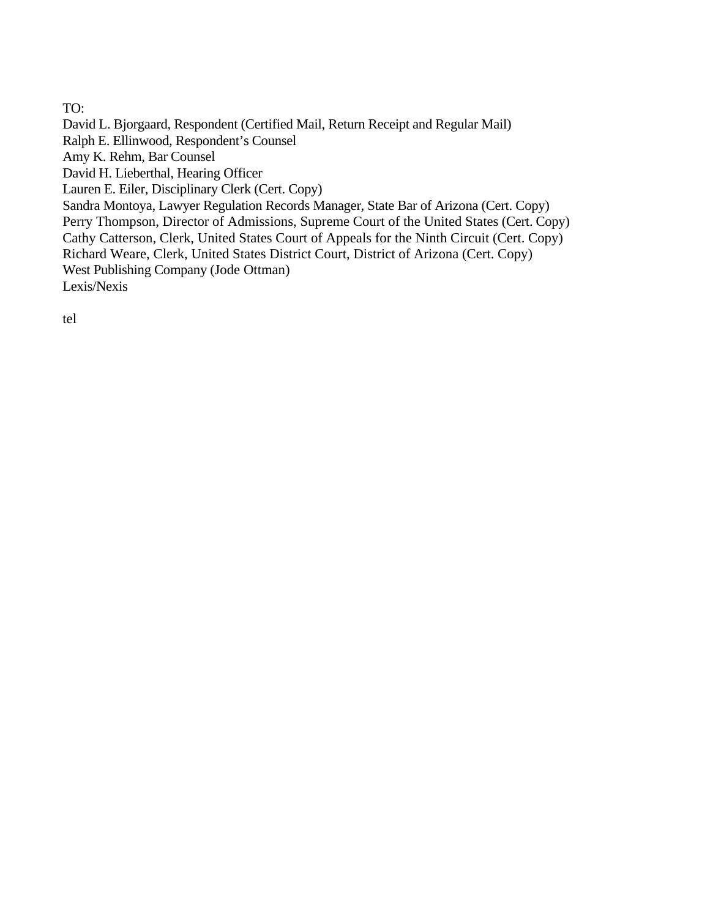TO:
David L. Bjorgaard, Respondent (Certified Mail, Return Receipt and Regular Mail)
Ralph E. Ellinwood, Respondent's Counsel
Amy K. Rehm, Bar Counsel
David H. Lieberthal, Hearing Officer
Lauren E. Eiler, Disciplinary Clerk (Cert. Copy)
Sandra Montoya, Lawyer Regulation Records Manager, State Bar of Arizona (Cert. Copy)
Perry Thompson, Director of Admissions, Supreme Court of the United States (Cert. Copy)
Cathy Catterson, Clerk, United States Court of Appeals for the Ninth Circuit (Cert. Copy)
Richard Weare, Clerk, United States District Court, District of Arizona (Cert. Copy)
West Publishing Company (Jode Ottman)
Lexis/Nexis

tel